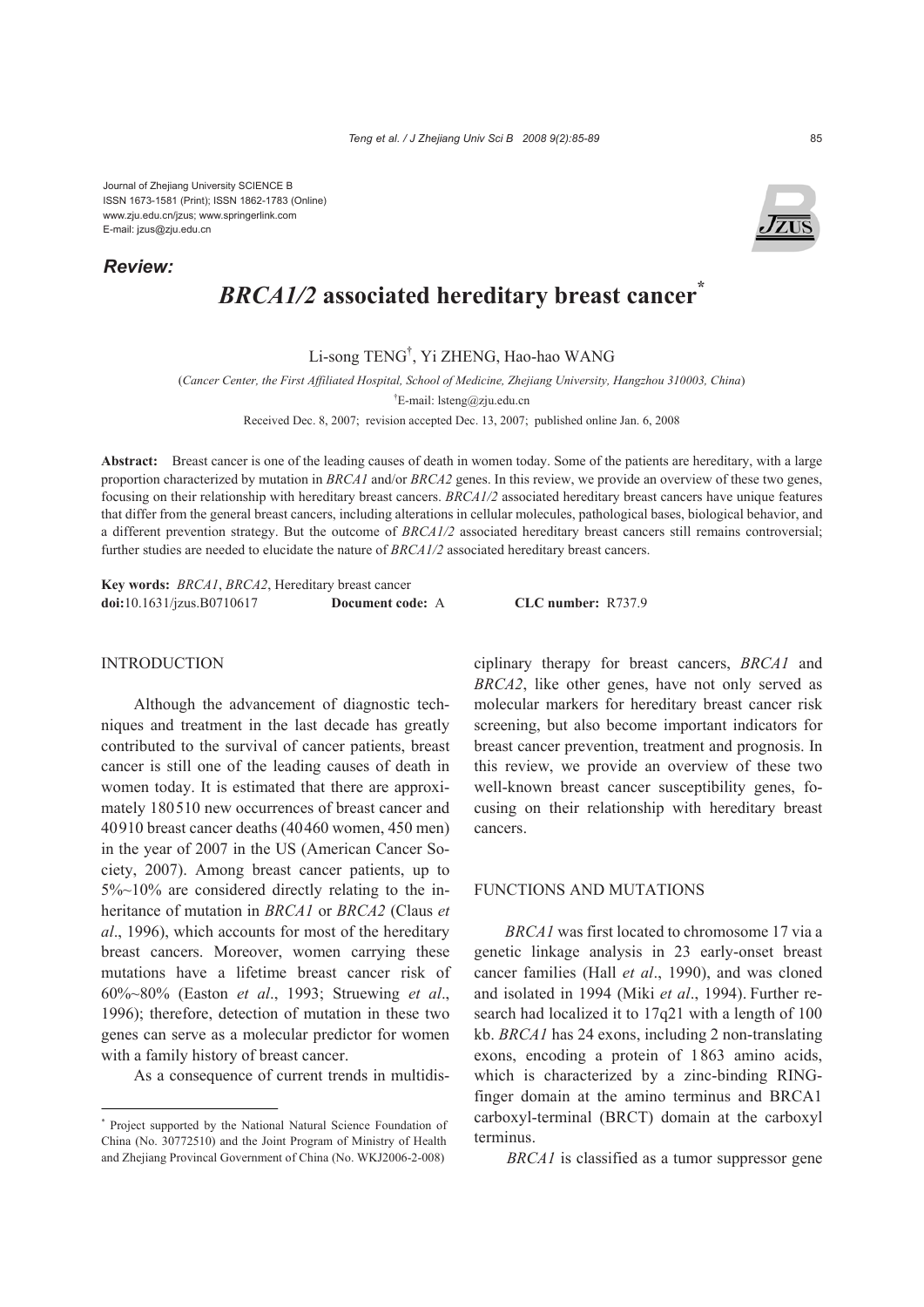Journal of Zhejiang University SCIENCE B
ISSN 1673-1581 (Print); ISSN 1862-1783 (Online)
www.zju.edu.cn/jzus; www.springerlink.com
E-mail: jzus@zju.edu.cn

***Review:***

# *BRCA1/2* associated hereditary breast cancer*

Li-song TENG[†], Yi ZHENG, Hao-hao WANG

(*Cancer Center, the First Affiliated Hospital, School of Medicine, Zhejiang University, Hangzhou 310003, China*)

[†]E-mail: lsteng@zju.edu.cn

Received Dec. 8, 2007; revision accepted Dec. 13, 2007; published online Jan. 6, 2008

**Abstract:** Breast cancer is one of the leading causes of death in women today. Some of the patients are hereditary, with a large proportion characterized by mutation in *BRCA1* and/or *BRCA2* genes. In this review, we provide an overview of these two genes, focusing on their relationship with hereditary breast cancers. *BRCA1/2* associated hereditary breast cancers have unique features that differ from the general breast cancers, including alterations in cellular molecules, pathological bases, biological behavior, and a different prevention strategy. But the outcome of *BRCA1/2* associated hereditary breast cancers still remains controversial; further studies are needed to elucidate the nature of *BRCA1/2* associated hereditary breast cancers.

**Key words:** *BRCA1*, *BRCA2*, Hereditary breast cancer
**doi:**10.1631/jzus.B0710617 **Document code:** A **CLC number:** R737.9

## INTRODUCTION

Although the advancement of diagnostic techniques and treatment in the last decade has greatly contributed to the survival of cancer patients, breast cancer is still one of the leading causes of death in women today. It is estimated that there are approximately 180510 new occurrences of breast cancer and 40910 breast cancer deaths (40460 women, 450 men) in the year of 2007 in the US (American Cancer Society, 2007). Among breast cancer patients, up to 5%~10% are considered directly relating to the inheritance of mutation in *BRCA1* or *BRCA2* (Claus *et al*., 1996), which accounts for most of the hereditary breast cancers. Moreover, women carrying these mutations have a lifetime breast cancer risk of 60%~80% (Easton *et al*., 1993; Struewing *et al*., 1996); therefore, detection of mutation in these two genes can serve as a molecular predictor for women with a family history of breast cancer.

As a consequence of current trends in multidisciplinary therapy for breast cancers, *BRCA1* and *BRCA2*, like other genes, have not only served as molecular markers for hereditary breast cancer risk screening, but also become important indicators for breast cancer prevention, treatment and prognosis. In this review, we provide an overview of these two well-known breast cancer susceptibility genes, focusing on their relationship with hereditary breast cancers.

## FUNCTIONS AND MUTATIONS

*BRCA1* was first located to chromosome 17 via a genetic linkage analysis in 23 early-onset breast cancer families (Hall *et al*., 1990), and was cloned and isolated in 1994 (Miki *et al*., 1994). Further research had localized it to 17q21 with a length of 100 kb. *BRCA1* has 24 exons, including 2 non-translating exons, encoding a protein of 1863 amino acids, which is characterized by a zinc-binding RING-finger domain at the amino terminus and BRCA1 carboxyl-terminal (BRCT) domain at the carboxyl terminus.

*BRCA1* is classified as a tumor suppressor gene

* Project supported by the National Natural Science Foundation of China (No. 30772510) and the Joint Program of Ministry of Health and Zhejiang Provincal Government of China (No. WKJ2006-2-008)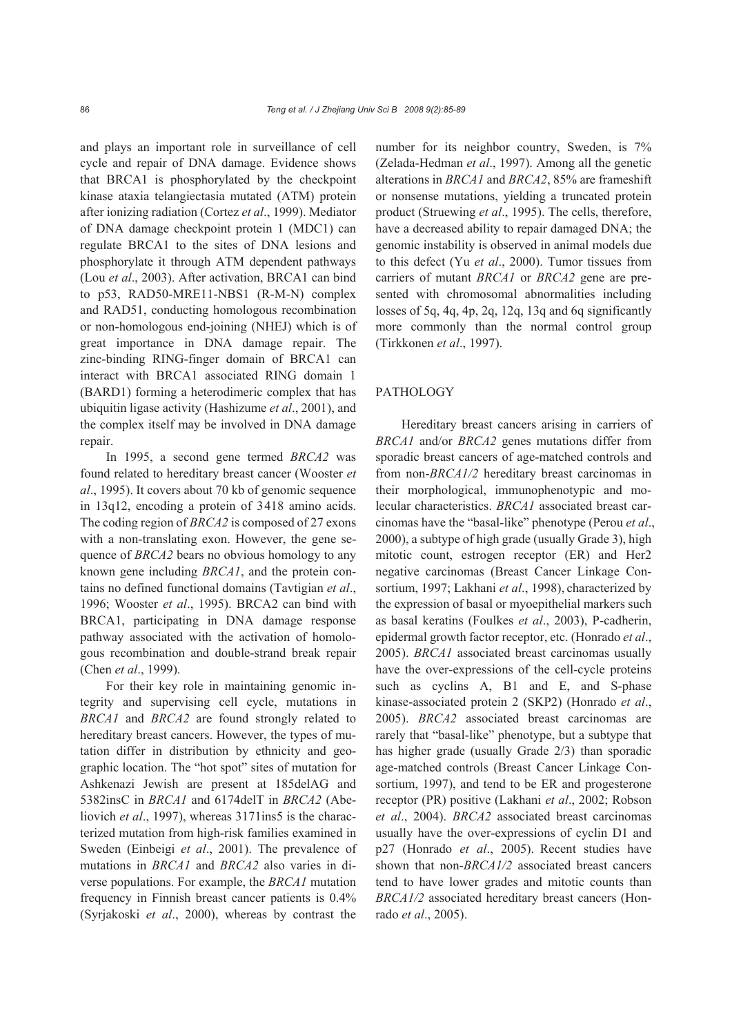and plays an important role in surveillance of cell cycle and repair of DNA damage. Evidence shows that BRCA1 is phosphorylated by the checkpoint kinase ataxia telangiectasia mutated (ATM) protein after ionizing radiation (Cortez *et al*., 1999). Mediator of DNA damage checkpoint protein 1 (MDC1) can regulate BRCA1 to the sites of DNA lesions and phosphorylate it through ATM dependent pathways (Lou *et al*., 2003). After activation, BRCA1 can bind to p53, RAD50-MRE11-NBS1 (R-M-N) complex and RAD51, conducting homologous recombination or non-homologous end-joining (NHEJ) which is of great importance in DNA damage repair. The zinc-binding RING-finger domain of BRCA1 can interact with BRCA1 associated RING domain 1 (BARD1) forming a heterodimeric complex that has ubiquitin ligase activity (Hashizume *et al*., 2001), and the complex itself may be involved in DNA damage repair.

In 1995, a second gene termed *BRCA2* was found related to hereditary breast cancer (Wooster *et al*., 1995). It covers about 70 kb of genomic sequence in 13q12, encoding a protein of 3418 amino acids. The coding region of *BRCA2* is composed of 27 exons with a non-translating exon. However, the gene sequence of *BRCA2* bears no obvious homology to any known gene including *BRCA1*, and the protein contains no defined functional domains (Tavtigian *et al*., 1996; Wooster *et al*., 1995). BRCA2 can bind with BRCA1, participating in DNA damage response pathway associated with the activation of homologous recombination and double-strand break repair (Chen *et al*., 1999).

For their key role in maintaining genomic integrity and supervising cell cycle, mutations in *BRCA1* and *BRCA2* are found strongly related to hereditary breast cancers. However, the types of mutation differ in distribution by ethnicity and geographic location. The "hot spot" sites of mutation for Ashkenazi Jewish are present at 185delAG and 5382insC in *BRCA1* and 6174delT in *BRCA2* (Abeliovich *et al*., 1997), whereas 3171ins5 is the characterized mutation from high-risk families examined in Sweden (Einbeigi *et al*., 2001). The prevalence of mutations in *BRCA1* and *BRCA2* also varies in diverse populations. For example, the *BRCA1* mutation frequency in Finnish breast cancer patients is 0.4% (Syrjakoski *et al*., 2000), whereas by contrast the number for its neighbor country, Sweden, is 7% (Zelada-Hedman *et al*., 1997). Among all the genetic alterations in *BRCA1* and *BRCA2*, 85% are frameshift or nonsense mutations, yielding a truncated protein product (Struewing *et al*., 1995). The cells, therefore, have a decreased ability to repair damaged DNA; the genomic instability is observed in animal models due to this defect (Yu *et al*., 2000). Tumor tissues from carriers of mutant *BRCA1* or *BRCA2* gene are presented with chromosomal abnormalities including losses of 5q, 4q, 4p, 2q, 12q, 13q and 6q significantly more commonly than the normal control group (Tirkkonen *et al*., 1997).

## PATHOLOGY

Hereditary breast cancers arising in carriers of *BRCA1* and/or *BRCA2* genes mutations differ from sporadic breast cancers of age-matched controls and from non-*BRCA1/2* hereditary breast carcinomas in their morphological, immunophenotypic and molecular characteristics. *BRCA1* associated breast carcinomas have the "basal-like" phenotype (Perou *et al*., 2000), a subtype of high grade (usually Grade 3), high mitotic count, estrogen receptor (ER) and Her2 negative carcinomas (Breast Cancer Linkage Consortium, 1997; Lakhani *et al*., 1998), characterized by the expression of basal or myoepithelial markers such as basal keratins (Foulkes *et al*., 2003), P-cadherin, epidermal growth factor receptor, etc. (Honrado *et al*., 2005). *BRCA1* associated breast carcinomas usually have the over-expressions of the cell-cycle proteins such as cyclins A, B1 and E, and S-phase kinase-associated protein 2 (SKP2) (Honrado *et al*., 2005). *BRCA2* associated breast carcinomas are rarely that "basal-like" phenotype, but a subtype that has higher grade (usually Grade 2/3) than sporadic age-matched controls (Breast Cancer Linkage Consortium, 1997), and tend to be ER and progesterone receptor (PR) positive (Lakhani *et al*., 2002; Robson *et al*., 2004). *BRCA2* associated breast carcinomas usually have the over-expressions of cyclin D1 and p27 (Honrado *et al*., 2005). Recent studies have shown that non-*BRCA1/2* associated breast cancers tend to have lower grades and mitotic counts than *BRCA1/2* associated hereditary breast cancers (Honrado *et al*., 2005).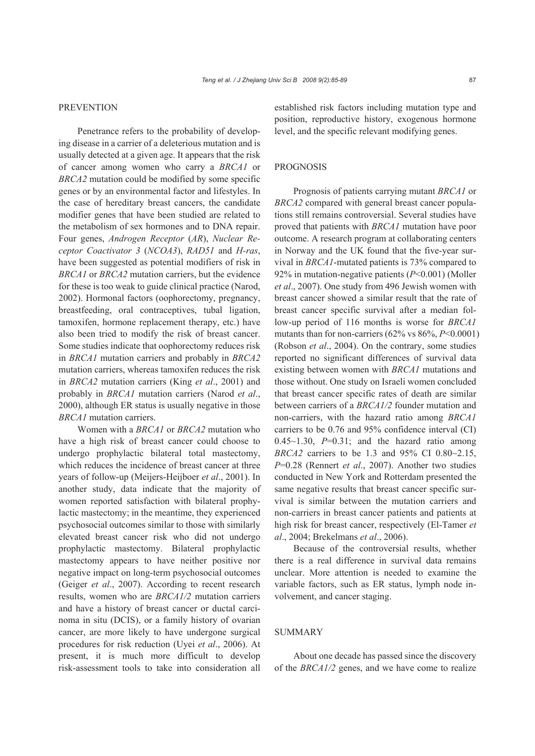## PREVENTION

Penetrance refers to the probability of developing disease in a carrier of a deleterious mutation and is usually detected at a given age. It appears that the risk of cancer among women who carry a *BRCA1* or *BRCA2* mutation could be modified by some specific genes or by an environmental factor and lifestyles. In the case of hereditary breast cancers, the candidate modifier genes that have been studied are related to the metabolism of sex hormones and to DNA repair. Four genes, *Androgen Receptor* (*AR*), *Nuclear Receptor Coactivator 3* (*NCOA3*), *RAD51* and *H-ras*, have been suggested as potential modifiers of risk in *BRCA1* or *BRCA2* mutation carriers, but the evidence for these is too weak to guide clinical practice (Narod, 2002). Hormonal factors (oophorectomy, pregnancy, breastfeeding, oral contraceptives, tubal ligation, tamoxifen, hormone replacement therapy, etc.) have also been tried to modify the risk of breast cancer. Some studies indicate that oophorectomy reduces risk in *BRCA1* mutation carriers and probably in *BRCA2* mutation carriers, whereas tamoxifen reduces the risk in *BRCA2* mutation carriers (King *et al*., 2001) and probably in *BRCA1* mutation carriers (Narod *et al*., 2000), although ER status is usually negative in those *BRCA1* mutation carriers.

Women with a *BRCA1* or *BRCA2* mutation who have a high risk of breast cancer could choose to undergo prophylactic bilateral total mastectomy, which reduces the incidence of breast cancer at three years of follow-up (Meijers-Heijboer *et al*., 2001). In another study, data indicate that the majority of women reported satisfaction with bilateral prophylactic mastectomy; in the meantime, they experienced psychosocial outcomes similar to those with similarly elevated breast cancer risk who did not undergo prophylactic mastectomy. Bilateral prophylactic mastectomy appears to have neither positive nor negative impact on long-term psychosocial outcomes (Geiger *et al*., 2007). According to recent research results, women who are *BRCA1/2* mutation carriers and have a history of breast cancer or ductal carcinoma in situ (DCIS), or a family history of ovarian cancer, are more likely to have undergone surgical procedures for risk reduction (Uyei *et al*., 2006). At present, it is much more difficult to develop risk-assessment tools to take into consideration all established risk factors including mutation type and position, reproductive history, exogenous hormone level, and the specific relevant modifying genes.

## PROGNOSIS

Prognosis of patients carrying mutant *BRCA1* or *BRCA2* compared with general breast cancer populations still remains controversial. Several studies have proved that patients with *BRCA1* mutation have poor outcome. A research program at collaborating centers in Norway and the UK found that the five-year survival in *BRCA1*-mutated patients is 73% compared to 92% in mutation-negative patients ($P<0.001$) (Moller *et al*., 2007). One study from 496 Jewish women with breast cancer showed a similar result that the rate of breast cancer specific survival after a median follow-up period of 116 months is worse for *BRCA1* mutants than for non-carriers (62% vs 86%, $P<0.0001$) (Robson *et al*., 2004). On the contrary, some studies reported no significant differences of survival data existing between women with *BRCA1* mutations and those without. One study on Israeli women concluded that breast cancer specific rates of death are similar between carriers of a *BRCA1/2* founder mutation and non-carriers, with the hazard ratio among *BRCA1* carriers to be 0.76 and 95% confidence interval (CI) 0.45~1.30, $P=0.31$; and the hazard ratio among *BRCA2* carriers to be 1.3 and 95% CI 0.80~2.15, $P=0.28$ (Rennert *et al*., 2007). Another two studies conducted in New York and Rotterdam presented the same negative results that breast cancer specific survival is similar between the mutation carriers and non-carriers in breast cancer patients and patients at high risk for breast cancer, respectively (El-Tamer *et al*., 2004; Brekelmans *et al*., 2006).

Because of the controversial results, whether there is a real difference in survival data remains unclear. More attention is needed to examine the variable factors, such as ER status, lymph node involvement, and cancer staging.

## SUMMARY

About one decade has passed since the discovery of the *BRCA1/2* genes, and we have come to realize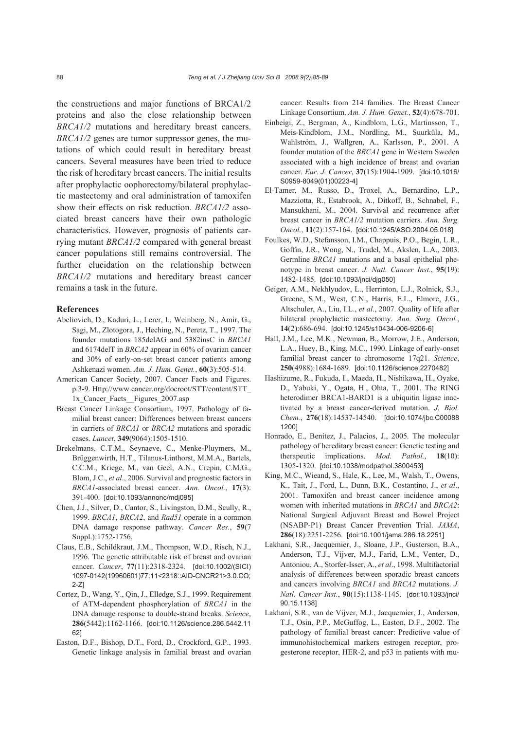the constructions and major functions of BRCA1/2 proteins and also the close relationship between *BRCA1/2* mutations and hereditary breast cancers. *BRCA1/2* genes are tumor suppressor genes, the mutations of which could result in hereditary breast cancers. Several measures have been tried to reduce the risk of hereditary breast cancers. The initial results after prophylactic oophorectomy/bilateral prophylactic mastectomy and oral administration of tamoxifen show their effects on risk reduction. *BRCA1/2* associated breast cancers have their own pathologic characteristics. However, prognosis of patients carrying mutant *BRCA1/2* compared with general breast cancer populations still remains controversial. The further elucidation on the relationship between *BRCA1/2* mutations and hereditary breast cancer remains a task in the future.

## References

Abeliovich, D., Kaduri, L., Lerer, I., Weinberg, N., Amir, G., Sagi, M., Zlotogora, J., Heching, N., Peretz, T., 1997. The founder mutations 185delAG and 5382insC in *BRCA1* and 6174delT in *BRCA2* appear in 60% of ovarian cancer and 30% of early-on-set breast cancer patients among Ashkenazi women. *Am. J. Hum. Genet.*, **60**(3):505-514.

American Cancer Society, 2007. Cancer Facts and Figures. p.3-9. Http://www.cancer.org/docroot/STT/content/STT_1x_Cancer_Facts__Figures_2007.asp

Breast Cancer Linkage Consortium, 1997. Pathology of familial breast cancer: Differences between breast cancers in carriers of *BRCA1* or *BRCA2* mutations and sporadic cases. *Lancet*, **349**(9064):1505-1510.

Brekelmans, C.T.M., Seynaeve, C., Menke-Pluymers, M., Brüggenwirth, H.T., Tilanus-Linthorst, M.M.A., Bartels, C.C.M., Kriege, M., van Geel, A.N., Crepin, C.M.G., Blom, J.C., *et al*., 2006. Survival and prognostic factors in *BRCA1*-associated breast cancer. *Ann. Oncol.*, **17**(3): 391-400. [doi:10.1093/annonc/mdj095]

Chen, J.J., Silver, D., Cantor, S., Livingston, D.M., Scully, R., 1999. *BRCA1*, *BRCA2*, and *Rad51* operate in a common DNA damage response pathway. *Cancer Res.*, **59**(7 Suppl.):1752-1756.

Claus, E.B., Schildkraut, J.M., Thompson, W.D., Risch, N.J., 1996. The genetic attributable risk of breast and ovarian cancer. *Cancer*, **77**(11):2318-2324. [doi:10.1002/(SICI)1097-0142(19960601)77:11<2318::AID-CNCR21>3.0.CO;2-Z]

Cortez, D., Wang, Y., Qin, J., Elledge, S.J., 1999. Requirement of ATM-dependent phosphorylation of *BRCA1* in the DNA damage response to double-strand breaks. *Science*, **286**(5442):1162-1166. [doi:10.1126/science.286.5442.1162]

Easton, D.F., Bishop, D.T., Ford, D., Crockford, G.P., 1993. Genetic linkage analysis in familial breast and ovarian cancer: Results from 214 families. The Breast Cancer Linkage Consortium. *Am. J. Hum. Genet.*, **52**(4):678-701.

Einbeigi, Z., Bergman, A., Kindblom, L.G., Martinsson, T., Meis-Kindblom, J.M., Nordling, M., Suurküla, M., Wahlström, J., Wallgren, A., Karlsson, P., 2001. A founder mutation of the *BRCA1* gene in Western Sweden associated with a high incidence of breast and ovarian cancer. *Eur. J. Cancer*, **37**(15):1904-1909. [doi:10.1016/S0959-8049(01)00223-4]

El-Tamer, M., Russo, D., Troxel, A., Bernardino, L.P., Mazziotta, R., Estabrook, A., Ditkoff, B., Schnabel, F., Mansukhani, M., 2004. Survival and recurrence after breast cancer in *BRCA1/2* mutation carriers. *Ann. Surg. Oncol.*, **11**(2):157-164. [doi:10.1245/ASO.2004.05.018]

Foulkes, W.D., Stefansson, I.M., Chappuis, P.O., Begin, L.R., Goffin, J.R., Wong, N., Trudel, M., Akslen, L.A., 2003. Germline *BRCA1* mutations and a basal epithelial phenotype in breast cancer. *J. Natl. Cancer Inst.*, **95**(19): 1482-1485. [doi:10.1093/jnci/djg050]

Geiger, A.M., Nekhlyudov, L., Herrinton, L.J., Rolnick, S.J., Greene, S.M., West, C.N., Harris, E.L., Elmore, J.G., Altschuler, A., Liu, I.L., *et al*., 2007. Quality of life after bilateral prophylactic mastectomy. *Ann. Surg. Oncol.*, **14**(2):686-694. [doi:10.1245/s10434-006-9206-6]

Hall, J.M., Lee, M.K., Newman, B., Morrow, J.E., Anderson, L.A., Huey, B., King, M.C., 1990. Linkage of early-onset familial breast cancer to chromosome 17q21. *Science*, **250**(4988):1684-1689. [doi:10.1126/science.2270482]

Hashizume, R., Fukuda, I., Maeda, H., Nishikawa, H., Oyake, D., Yabuki, Y., Ogata, H., Ohta, T., 2001. The RING heterodimer BRCA1-BARD1 is a ubiquitin ligase inactivated by a breast cancer-derived mutation. *J. Biol. Chem.*, **276**(18):14537-14540. [doi:10.1074/jbc.C000881200]

Honrado, E., Benítez, J., Palacios, J., 2005. The molecular pathology of hereditary breast cancer: Genetic testing and therapeutic implications. *Mod. Pathol.*, **18**(10): 1305-1320. [doi:10.1038/modpathol.3800453]

King, M.C., Wieand, S., Hale, K., Lee, M., Walsh, T., Owens, K., Tait, J., Ford, L., Dunn, B.K., Costantino, J., *et al*., 2001. Tamoxifen and breast cancer incidence among women with inherited mutations in *BRCA1* and *BRCA2*: National Surgical Adjuvant Breast and Bowel Project (NSABP-P1) Breast Cancer Prevention Trial. *JAMA*, **286**(18):2251-2256. [doi:10.1001/jama.286.18.2251]

Lakhani, S.R., Jacquemier, J., Sloane, J.P., Gusterson, B.A., Anderson, T.J., Vijver, M.J., Farid, L.M., Venter, D., Antoniou, A., Storfer-Isser, A., *et al*., 1998. Multifactorial analysis of differences between sporadic breast cancers and cancers involving *BRCA1* and *BRCA2* mutations. *J. Natl. Cancer Inst.*, **90**(15):1138-1145. [doi:10.1093/jnci/90.15.1138]

Lakhani, S.R., van de Vijver, M.J., Jacquemier, J., Anderson, T.J., Osin, P.P., McGuffog, L., Easton, D.F., 2002. The pathology of familial breast cancer: Predictive value of immunohistochemical markers estrogen receptor, progesterone receptor, HER-2, and p53 in patients with mu-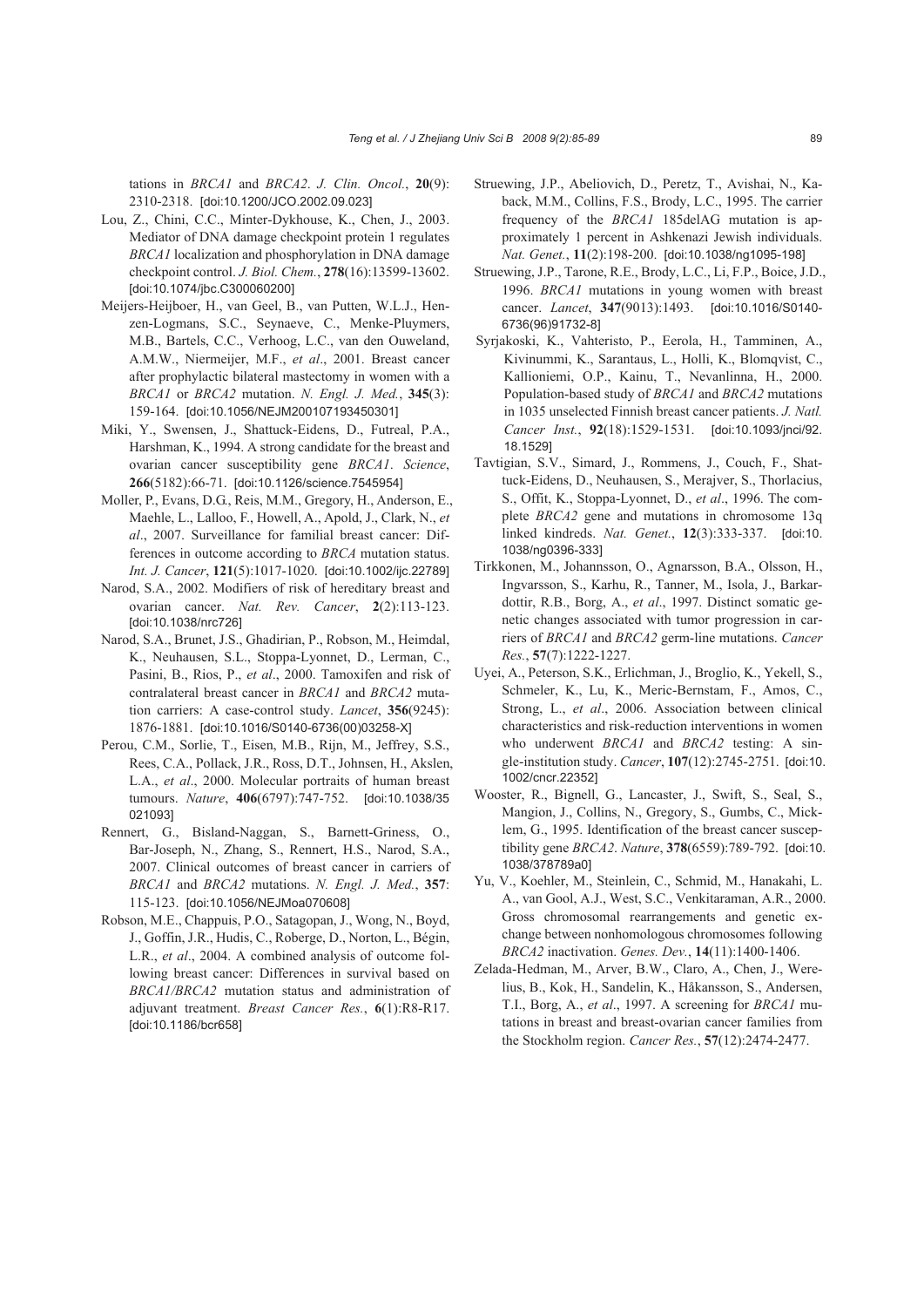tations in *BRCA1* and *BRCA2*. *J. Clin. Oncol.*, **20**(9): 2310-2318. [doi:10.1200/JCO.2002.09.023]

Lou, Z., Chini, C.C., Minter-Dykhouse, K., Chen, J., 2003. Mediator of DNA damage checkpoint protein 1 regulates *BRCA1* localization and phosphorylation in DNA damage checkpoint control. *J. Biol. Chem.*, **278**(16):13599-13602. [doi:10.1074/jbc.C300060200]

Meijers-Heijboer, H., van Geel, B., van Putten, W.L.J., Henzen-Logmans, S.C., Seynaeve, C., Menke-Pluymers, M.B., Bartels, C.C., Verhoog, L.C., van den Ouweland, A.M.W., Niermeijer, M.F., *et al*., 2001. Breast cancer after prophylactic bilateral mastectomy in women with a *BRCA1* or *BRCA2* mutation. *N. Engl. J. Med.*, **345**(3): 159-164. [doi:10.1056/NEJM200107193450301]

Miki, Y., Swensen, J., Shattuck-Eidens, D., Futreal, P.A., Harshman, K., 1994. A strong candidate for the breast and ovarian cancer susceptibility gene *BRCA1*. *Science*, **266**(5182):66-71. [doi:10.1126/science.7545954]

Moller, P., Evans, D.G., Reis, M.M., Gregory, H., Anderson, E., Maehle, L., Lalloo, F., Howell, A., Apold, J., Clark, N., *et al*., 2007. Surveillance for familial breast cancer: Differences in outcome according to *BRCA* mutation status. *Int. J. Cancer*, **121**(5):1017-1020. [doi:10.1002/ijc.22789]

Narod, S.A., 2002. Modifiers of risk of hereditary breast and ovarian cancer. *Nat. Rev. Cancer*, **2**(2):113-123. [doi:10.1038/nrc726]

Narod, S.A., Brunet, J.S., Ghadirian, P., Robson, M., Heimdal, K., Neuhausen, S.L., Stoppa-Lyonnet, D., Lerman, C., Pasini, B., Rios, P., *et al*., 2000. Tamoxifen and risk of contralateral breast cancer in *BRCA1* and *BRCA2* mutation carriers: A case-control study. *Lancet*, **356**(9245): 1876-1881. [doi:10.1016/S0140-6736(00)03258-X]

Perou, C.M., Sorlie, T., Eisen, M.B., Rijn, M., Jeffrey, S.S., Rees, C.A., Pollack, J.R., Ross, D.T., Johnsen, H., Akslen, L.A., *et al*., 2000. Molecular portraits of human breast tumours. *Nature*, **406**(6797):747-752. [doi:10.1038/35021093]

Rennert, G., Bisland-Naggan, S., Barnett-Griness, O., Bar-Joseph, N., Zhang, S., Rennert, H.S., Narod, S.A., 2007. Clinical outcomes of breast cancer in carriers of *BRCA1* and *BRCA2* mutations. *N. Engl. J. Med.*, **357**: 115-123. [doi:10.1056/NEJMoa070608]

Robson, M.E., Chappuis, P.O., Satagopan, J., Wong, N., Boyd, J., Goffin, J.R., Hudis, C., Roberge, D., Norton, L., Bégin, L.R., *et al*., 2004. A combined analysis of outcome following breast cancer: Differences in survival based on *BRCA1/BRCA2* mutation status and administration of adjuvant treatment. *Breast Cancer Res.*, **6**(1):R8-R17. [doi:10.1186/bcr658]

Struewing, J.P., Abeliovich, D., Peretz, T., Avishai, N., Kaback, M.M., Collins, F.S., Brody, L.C., 1995. The carrier frequency of the *BRCA1* 185delAG mutation is approximately 1 percent in Ashkenazi Jewish individuals. *Nat. Genet.*, **11**(2):198-200. [doi:10.1038/ng1095-198]

Struewing, J.P., Tarone, R.E., Brody, L.C., Li, F.P., Boice, J.D., 1996. *BRCA1* mutations in young women with breast cancer. *Lancet*, **347**(9013):1493. [doi:10.1016/S0140-6736(96)91732-8]

Syrjakoski, K., Vahteristo, P., Eerola, H., Tamminen, A., Kivinummi, K., Sarantaus, L., Holli, K., Blomqvist, C., Kallioniemi, O.P., Kainu, T., Nevanlinna, H., 2000. Population-based study of *BRCA1* and *BRCA2* mutations in 1035 unselected Finnish breast cancer patients. *J. Natl. Cancer Inst.*, **92**(18):1529-1531. [doi:10.1093/jnci/92.18.1529]

Tavtigian, S.V., Simard, J., Rommens, J., Couch, F., Shattuck-Eidens, D., Neuhausen, S., Merajver, S., Thorlacius, S., Offit, K., Stoppa-Lyonnet, D., *et al*., 1996. The complete *BRCA2* gene and mutations in chromosome 13q linked kindreds. *Nat. Genet.*, **12**(3):333-337. [doi:10.1038/ng0396-333]

Tirkkonen, M., Johannsson, O., Agnarsson, B.A., Olsson, H., Ingvarsson, S., Karhu, R., Tanner, M., Isola, J., Barkardottir, R.B., Borg, A., *et al*., 1997. Distinct somatic genetic changes associated with tumor progression in carriers of *BRCA1* and *BRCA2* germ-line mutations. *Cancer Res.*, **57**(7):1222-1227.

Uyei, A., Peterson, S.K., Erlichman, J., Broglio, K., Yekell, S., Schmeler, K., Lu, K., Meric-Bernstam, F., Amos, C., Strong, L., *et al*., 2006. Association between clinical characteristics and risk-reduction interventions in women who underwent *BRCA1* and *BRCA2* testing: A single-institution study. *Cancer*, **107**(12):2745-2751. [doi:10.1002/cncr.22352]

Wooster, R., Bignell, G., Lancaster, J., Swift, S., Seal, S., Mangion, J., Collins, N., Gregory, S., Gumbs, C., Micklem, G., 1995. Identification of the breast cancer susceptibility gene *BRCA2*. *Nature*, **378**(6559):789-792. [doi:10.1038/378789a0]

Yu, V., Koehler, M., Steinlein, C., Schmid, M., Hanakahi, L. A., van Gool, A.J., West, S.C., Venkitaraman, A.R., 2000. Gross chromosomal rearrangements and genetic exchange between nonhomologous chromosomes following *BRCA2* inactivation. *Genes. Dev.*, **14**(11):1400-1406.

Zelada-Hedman, M., Arver, B.W., Claro, A., Chen, J., Werelius, B., Kok, H., Sandelin, K., Håkansson, S., Andersen, T.I., Borg, A., *et al*., 1997. A screening for *BRCA1* mutations in breast and breast-ovarian cancer families from the Stockholm region. *Cancer Res.*, **57**(12):2474-2477.